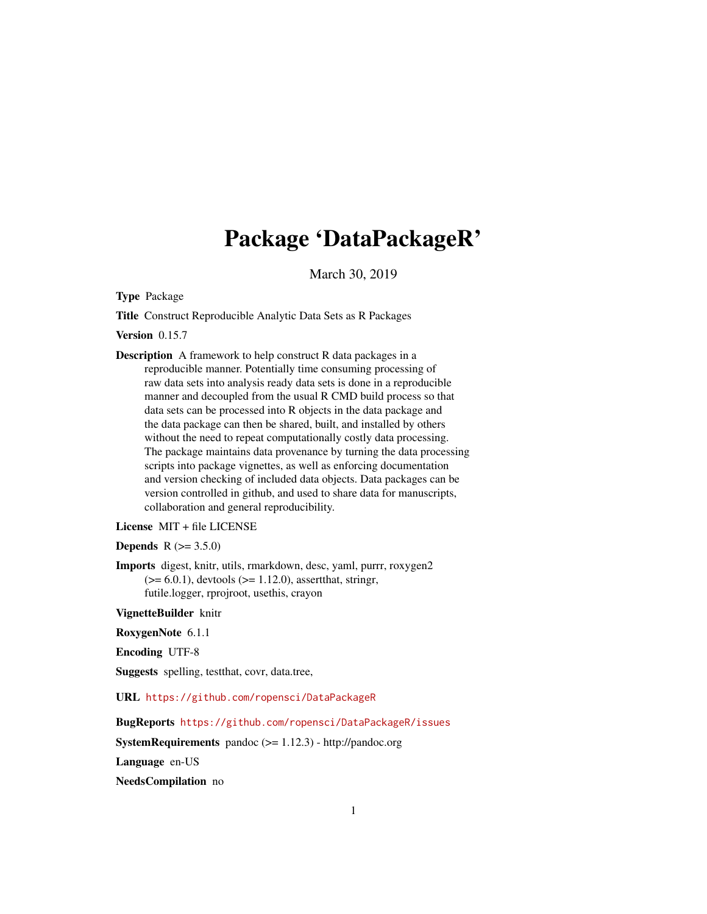# Package 'DataPackageR'

March 30, 2019

**Type** Package

**Title** Construct Reproducible Analytic Data Sets as R Packages

**Version** 0.15.7

**Description** A framework to help construct R data packages in a reproducible manner. Potentially time consuming processing of raw data sets into analysis ready data sets is done in a reproducible manner and decoupled from the usual R CMD build process so that data sets can be processed into R objects in the data package and the data package can then be shared, built, and installed by others without the need to repeat computationally costly data processing. The package maintains data provenance by turning the data processing scripts into package vignettes, as well as enforcing documentation and version checking of included data objects. Data packages can be version controlled in github, and used to share data for manuscripts, collaboration and general reproducibility.

**License** MIT + file LICENSE

**Depends** R (>= 3.5.0)

**Imports** digest, knitr, utils, rmarkdown, desc, yaml, purrr, roxygen2 (>= 6.0.1), devtools (>= 1.12.0), assertthat, stringr, futile.logger, rprojroot, usethis, crayon

**VignetteBuilder** knitr

**RoxygenNote** 6.1.1

**Encoding** UTF-8

**Suggests** spelling, testthat, covr, data.tree,

**URL** https://github.com/ropensci/DataPackageR

**BugReports** https://github.com/ropensci/DataPackageR/issues

**SystemRequirements** pandoc (>= 1.12.3) - http://pandoc.org

**Language** en-US

**NeedsCompilation** no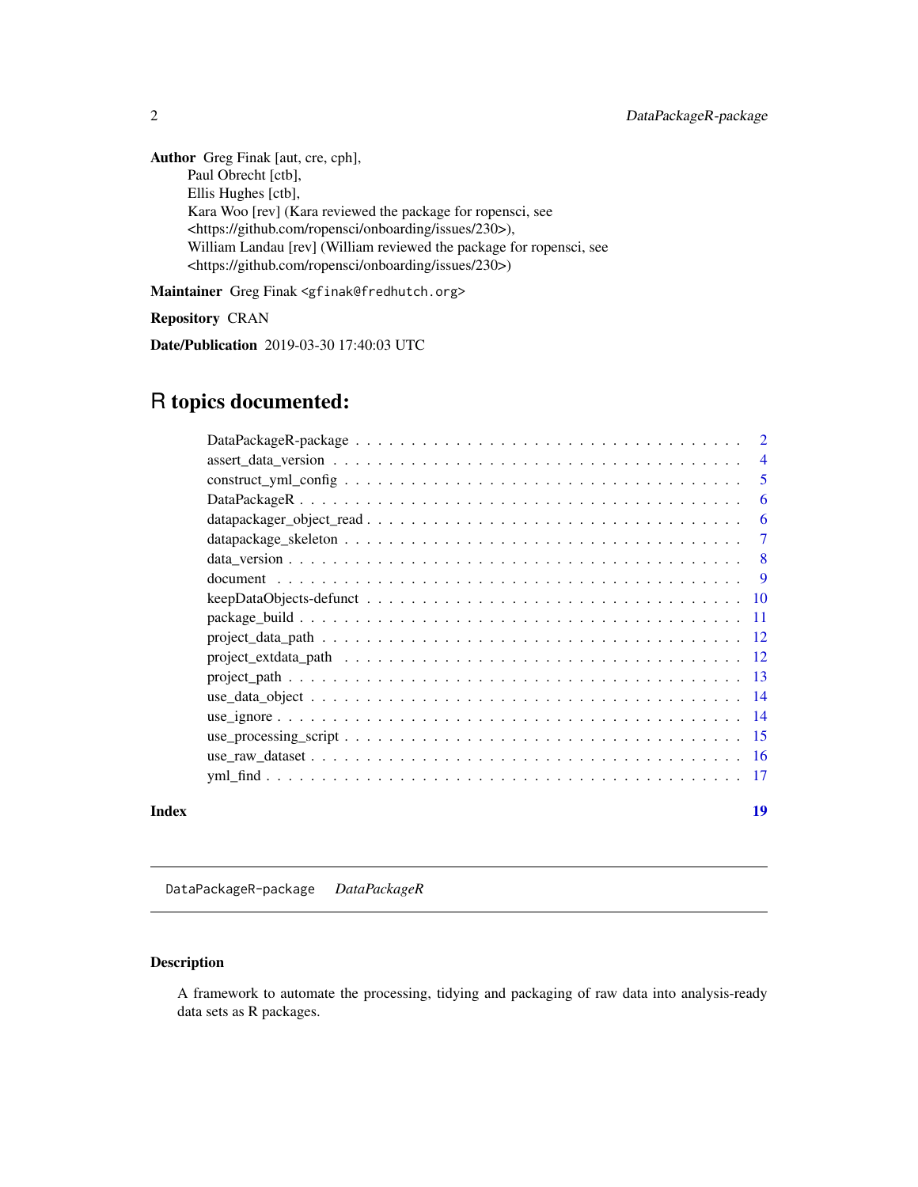**Author** Greg Finak [aut, cre, cph],
Paul Obrecht [ctb],
Ellis Hughes [ctb],
Kara Woo [rev] (Kara reviewed the package for ropensci, see <https://github.com/ropensci/onboarding/issues/230>),
William Landau [rev] (William reviewed the package for ropensci, see <https://github.com/ropensci/onboarding/issues/230>)

**Maintainer** Greg Finak <gfinak@fredhutch.org>

**Repository** CRAN

**Date/Publication** 2019-03-30 17:40:03 UTC

# R topics documented:

- DataPackageR-package . . . . . . . . . . 2
- assert_data_version . . . . . . . . . . 4
- construct_yml_config . . . . . . . . . . 5
- DataPackageR . . . . . . . . . . 6
- datapackager_object_read . . . . . . . . . . 6
- datapackage_skeleton . . . . . . . . . . 7
- data_version . . . . . . . . . . 8
- document . . . . . . . . . . 9
- keepDataObjects-defunct . . . . . . . . . . 10
- package_build . . . . . . . . . . 11
- project_data_path . . . . . . . . . . 12
- project_extdata_path . . . . . . . . . . 12
- project_path . . . . . . . . . . 13
- use_data_object . . . . . . . . . . 14
- use_ignore . . . . . . . . . . 14
- use_processing_script . . . . . . . . . . 15
- use_raw_dataset . . . . . . . . . . 16
- yml_find . . . . . . . . . . 17

**Index** **19**

---

## DataPackageR-package    *DataPackageR*

### Description

A framework to automate the processing, tidying and packaging of raw data into analysis-ready data sets as R packages.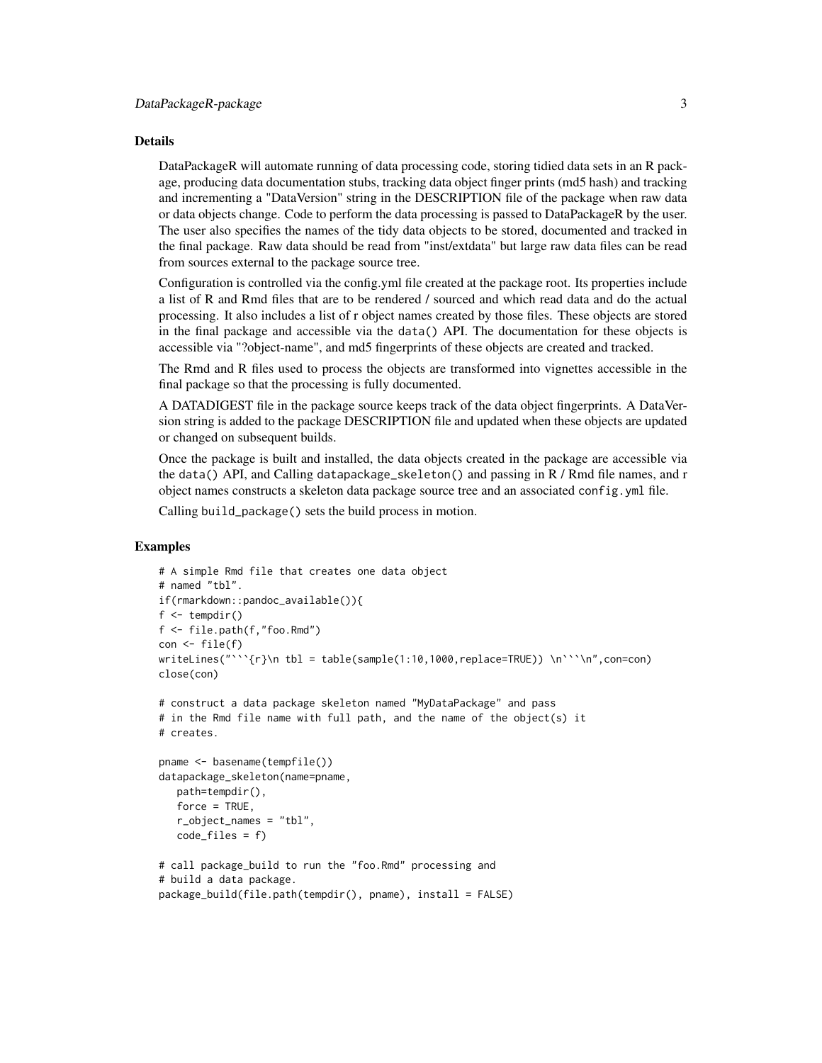### Details

DataPackageR will automate running of data processing code, storing tidied data sets in an R package, producing data documentation stubs, tracking data object finger prints (md5 hash) and tracking and incrementing a "DataVersion" string in the DESCRIPTION file of the package when raw data or data objects change. Code to perform the data processing is passed to DataPackageR by the user. The user also specifies the names of the tidy data objects to be stored, documented and tracked in the final package. Raw data should be read from "inst/extdata" but large raw data files can be read from sources external to the package source tree.

Configuration is controlled via the config.yml file created at the package root. Its properties include a list of R and Rmd files that are to be rendered / sourced and which read data and do the actual processing. It also includes a list of r object names created by those files. These objects are stored in the final package and accessible via the `data()` API. The documentation for these objects is accessible via "?object-name", and md5 fingerprints of these objects are created and tracked.

The Rmd and R files used to process the objects are transformed into vignettes accessible in the final package so that the processing is fully documented.

A DATADIGEST file in the package source keeps track of the data object fingerprints. A DataVersion string is added to the package DESCRIPTION file and updated when these objects are updated or changed on subsequent builds.

Once the package is built and installed, the data objects created in the package are accessible via the `data()` API, and Calling `datapackage_skeleton()` and passing in R / Rmd file names, and r object names constructs a skeleton data package source tree and an associated `config.yml` file.

Calling `build_package()` sets the build process in motion.

### Examples

```
# A simple Rmd file that creates one data object
# named "tbl".
if(rmarkdown::pandoc_available()){
f <- tempdir()
f <- file.path(f,"foo.Rmd")
con <- file(f)
writeLines("```{r}\n tbl = table(sample(1:10,1000,replace=TRUE)) \n```\n",con=con)
close(con)

# construct a data package skeleton named "MyDataPackage" and pass
# in the Rmd file name with full path, and the name of the object(s) it
# creates.

pname <- basename(tempfile())
datapackage_skeleton(name=pname,
   path=tempdir(),
   force = TRUE,
   r_object_names = "tbl",
   code_files = f)

# call package_build to run the "foo.Rmd" processing and
# build a data package.
package_build(file.path(tempdir(), pname), install = FALSE)
```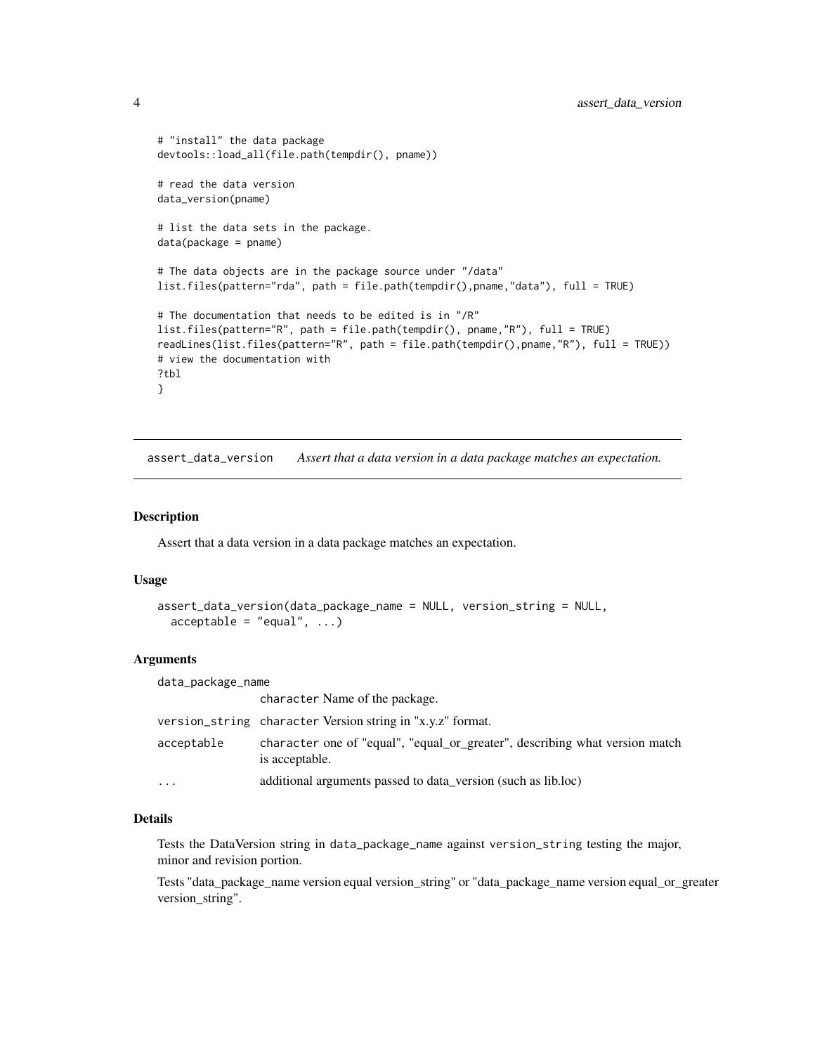```
# "install" the data package
devtools::load_all(file.path(tempdir(), pname))

# read the data version
data_version(pname)

# list the data sets in the package.
data(package = pname)

# The data objects are in the package source under "/data"
list.files(pattern="rda", path = file.path(tempdir(),pname,"data"), full = TRUE)

# The documentation that needs to be edited is in "/R"
list.files(pattern="R", path = file.path(tempdir(), pname,"R"), full = TRUE)
readLines(list.files(pattern="R", path = file.path(tempdir(),pname,"R"), full = TRUE))
# view the documentation with
?tbl
}
```

## assert_data_version — *Assert that a data version in a data package matches an expectation.*

### Description

Assert that a data version in a data package matches an expectation.

### Usage

```
assert_data_version(data_package_name = NULL, version_string = NULL,
  acceptable = "equal", ...)
```

### Arguments

| Argument | Description |
|---|---|
| data_package_name | character Name of the package. |
| version_string | character Version string in "x.y.z" format. |
| acceptable | character one of "equal", "equal_or_greater", describing what version match is acceptable. |
| ... | additional arguments passed to data_version (such as lib.loc) |

### Details

Tests the DataVersion string in data_package_name against version_string testing the major, minor and revision portion.

Tests "data_package_name version equal version_string" or "data_package_name version equal_or_greater version_string".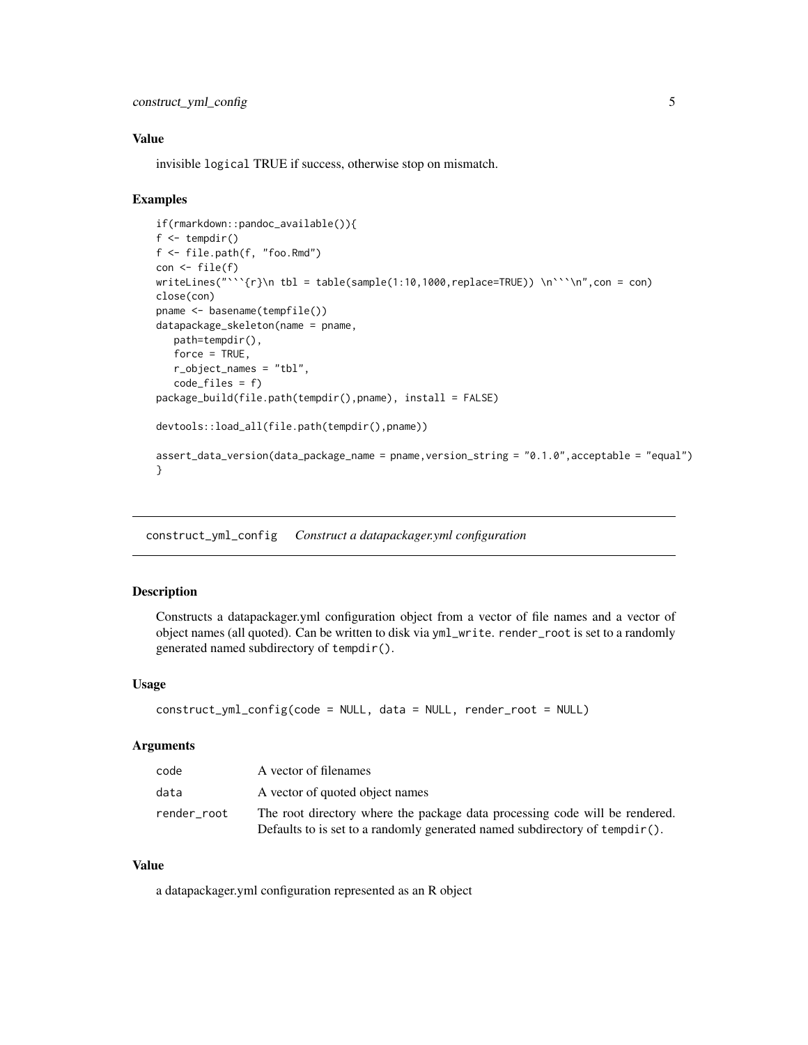### Value

invisible `logical` TRUE if success, otherwise stop on mismatch.

### Examples

```
if(rmarkdown::pandoc_available()){
f <- tempdir()
f <- file.path(f, "foo.Rmd")
con <- file(f)
writeLines("```{r}\n tbl = table(sample(1:10,1000,replace=TRUE)) \n```\n",con = con)
close(con)
pname <- basename(tempfile())
datapackage_skeleton(name = pname,
   path=tempdir(),
   force = TRUE,
   r_object_names = "tbl",
   code_files = f)
package_build(file.path(tempdir(),pname), install = FALSE)

devtools::load_all(file.path(tempdir(),pname))

assert_data_version(data_package_name = pname,version_string = "0.1.0",acceptable = "equal")
}
```

---

## construct_yml_config *Construct a datapackager.yml configuration*

### Description

Constructs a datapackager.yml configuration object from a vector of file names and a vector of object names (all quoted). Can be written to disk via `yml_write`. `render_root` is set to a randomly generated named subdirectory of `tempdir()`.

### Usage

```
construct_yml_config(code = NULL, data = NULL, render_root = NULL)
```

### Arguments

| | |
|---|---|
| `code` | A vector of filenames |
| `data` | A vector of quoted object names |
| `render_root` | The root directory where the package data processing code will be rendered. Defaults to is set to a randomly generated named subdirectory of `tempdir()`. |

### Value

a datapackager.yml configuration represented as an R object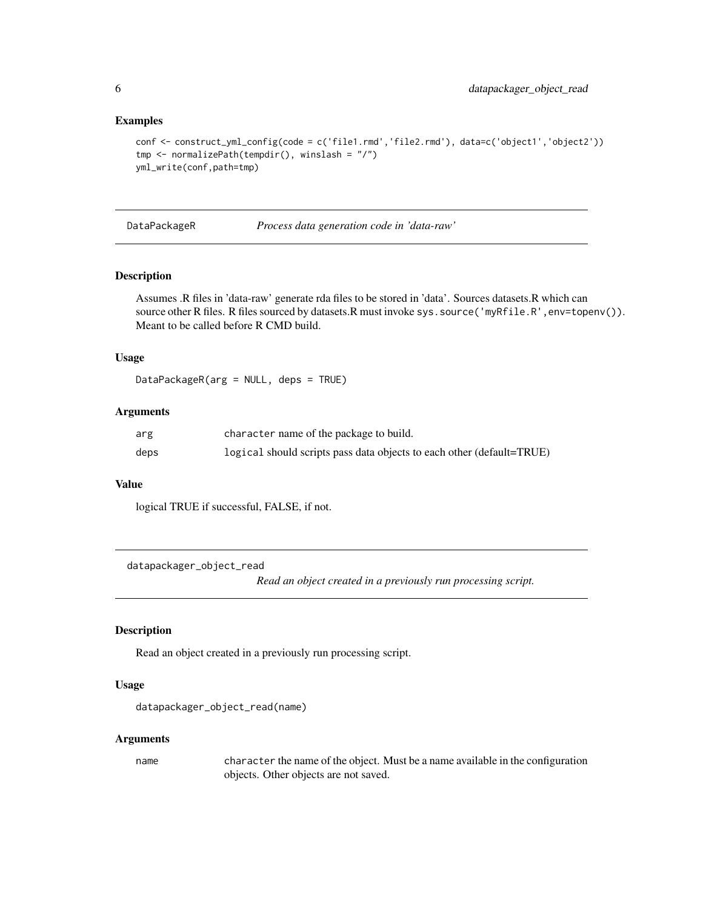### Examples

```
conf <- construct_yml_config(code = c('file1.rmd','file2.rmd'), data=c('object1','object2'))
tmp <- normalizePath(tempdir(), winslash = "/")
yml_write(conf,path=tmp)
```

---

## DataPackageR *Process data generation code in 'data-raw'*

### Description

Assumes .R files in 'data-raw' generate rda files to be stored in 'data'. Sources datasets.R which can source other R files. R files sourced by datasets.R must invoke `sys.source('myRfile.R',env=topenv())`. Meant to be called before R CMD build.

### Usage

```
DataPackageR(arg = NULL, deps = TRUE)
```

### Arguments

| | |
|---|---|
| arg | `character` name of the package to build. |
| deps | `logical` should scripts pass data objects to each other (default=TRUE) |

### Value

logical TRUE if successful, FALSE, if not.

---

## datapackager_object_read *Read an object created in a previously run processing script.*

### Description

Read an object created in a previously run processing script.

### Usage

```
datapackager_object_read(name)
```

### Arguments

| | |
|---|---|
| name | `character` the name of the object. Must be a name available in the configuration objects. Other objects are not saved. |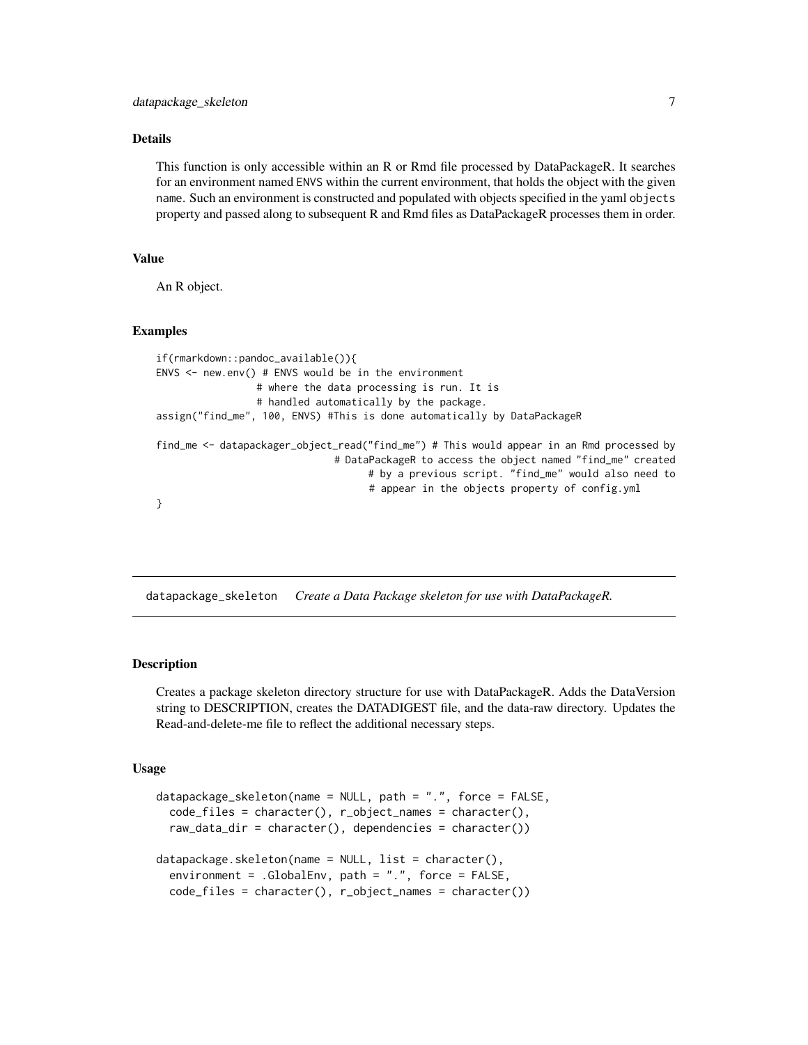### Details

This function is only accessible within an R or Rmd file processed by DataPackageR. It searches for an environment named `ENVS` within the current environment, that holds the object with the given `name`. Such an environment is constructed and populated with objects specified in the yaml `objects` property and passed along to subsequent R and Rmd files as DataPackageR processes them in order.

### Value

An R object.

### Examples

```
if(rmarkdown::pandoc_available()){
ENVS <- new.env() # ENVS would be in the environment
                  # where the data processing is run. It is
                  # handled automatically by the package.
assign("find_me", 100, ENVS) #This is done automatically by DataPackageR

find_me <- datapackager_object_read("find_me") # This would appear in an Rmd processed by
                               # DataPackageR to access the object named "find_me" created
                                     # by a previous script. "find_me" would also need to
                                     # appear in the objects property of config.yml
}
```

---

## datapackage_skeleton    *Create a Data Package skeleton for use with DataPackageR.*

### Description

Creates a package skeleton directory structure for use with DataPackageR. Adds the DataVersion string to DESCRIPTION, creates the DATADIGEST file, and the data-raw directory. Updates the Read-and-delete-me file to reflect the additional necessary steps.

### Usage

```
datapackage_skeleton(name = NULL, path = ".", force = FALSE,
  code_files = character(), r_object_names = character(),
  raw_data_dir = character(), dependencies = character())

datapackage.skeleton(name = NULL, list = character(),
  environment = .GlobalEnv, path = ".", force = FALSE,
  code_files = character(), r_object_names = character())
```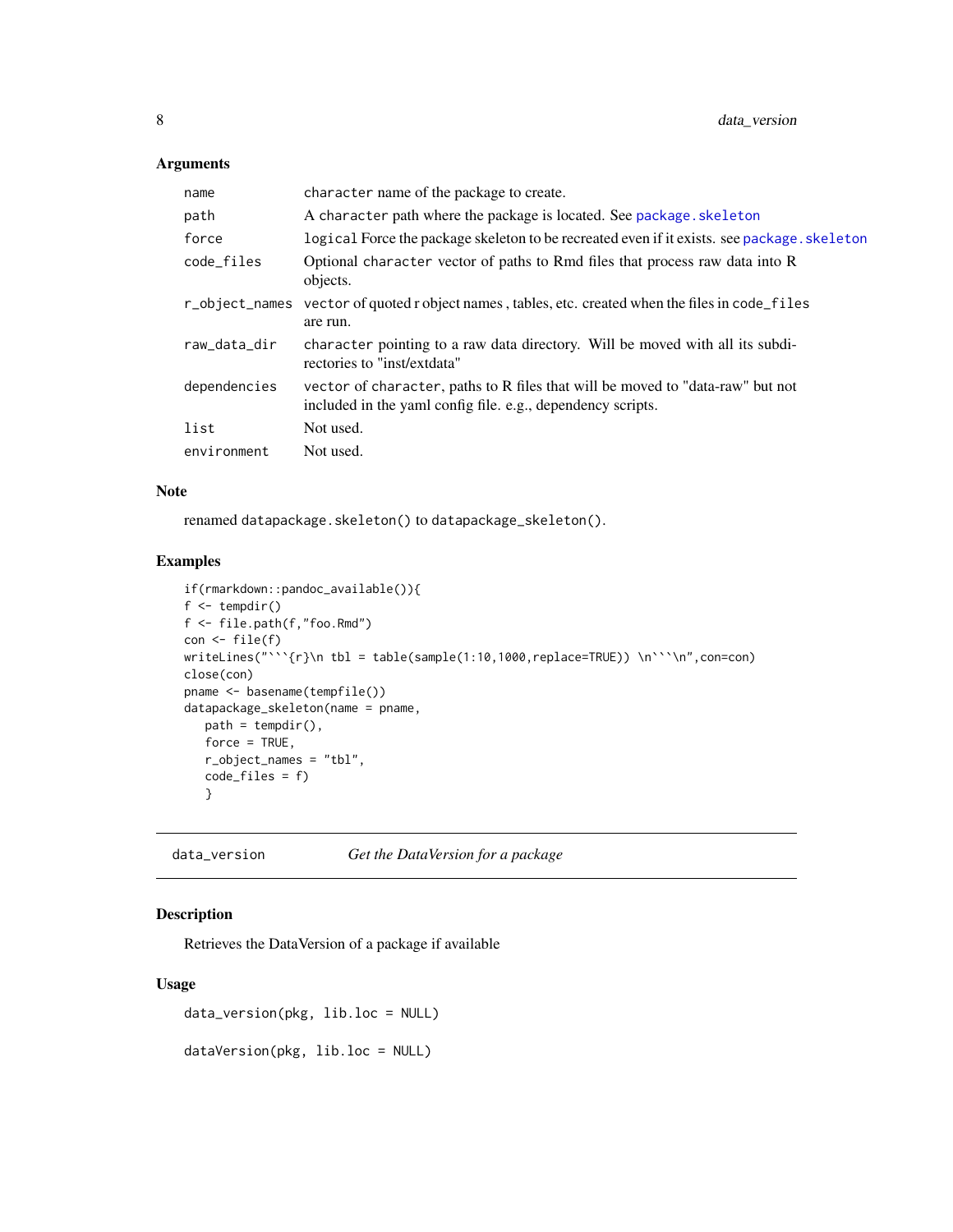### Arguments

| | |
|---|---|
| name | character name of the package to create. |
| path | A character path where the package is located. See package.skeleton |
| force | logical Force the package skeleton to be recreated even if it exists. see package.skeleton |
| code_files | Optional character vector of paths to Rmd files that process raw data into R objects. |
| r_object_names | vector of quoted r object names , tables, etc. created when the files in code_files are run. |
| raw_data_dir | character pointing to a raw data directory. Will be moved with all its subdirectories to "inst/extdata" |
| dependencies | vector of character, paths to R files that will be moved to "data-raw" but not included in the yaml config file. e.g., dependency scripts. |
| list | Not used. |
| environment | Not used. |

### Note

renamed datapackage.skeleton() to datapackage_skeleton().

### Examples

```
if(rmarkdown::pandoc_available()){
f <- tempdir()
f <- file.path(f,"foo.Rmd")
con <- file(f)
writeLines("```{r}\n tbl = table(sample(1:10,1000,replace=TRUE)) \n```\n",con=con)
close(con)
pname <- basename(tempfile())
datapackage_skeleton(name = pname,
   path = tempdir(),
   force = TRUE,
   r_object_names = "tbl",
   code_files = f)
   }
```

---

## data_version — *Get the DataVersion for a package*

### Description

Retrieves the DataVersion of a package if available

### Usage

```
data_version(pkg, lib.loc = NULL)

dataVersion(pkg, lib.loc = NULL)
```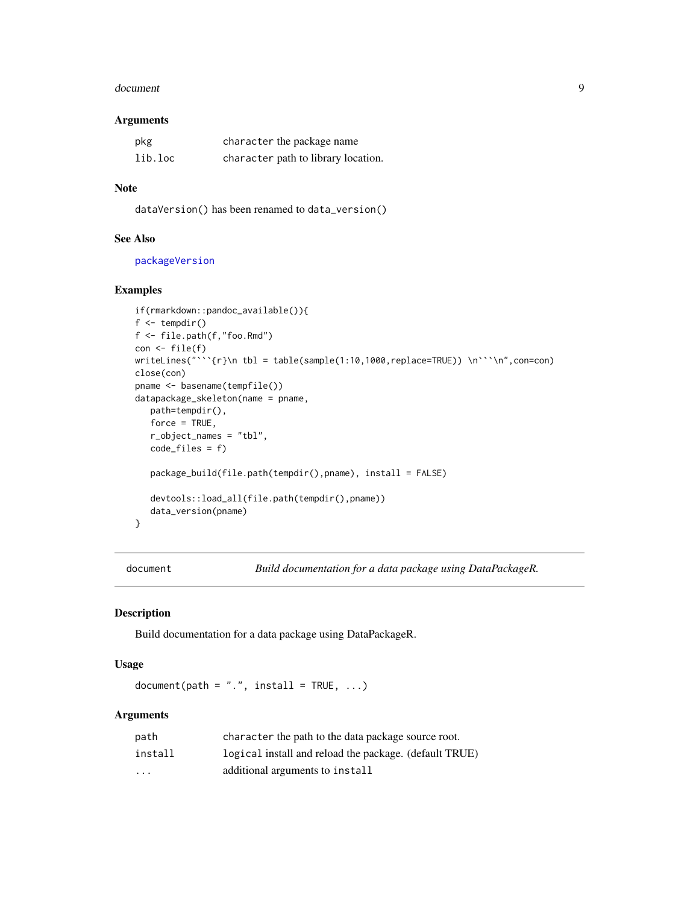### Arguments

| | |
|---|---|
| pkg | `character` the package name |
| lib.loc | `character` path to library location. |

### Note

`dataVersion()` has been renamed to `data_version()`

### See Also

`packageVersion`

### Examples

```
if(rmarkdown::pandoc_available()){
f <- tempdir()
f <- file.path(f,"foo.Rmd")
con <- file(f)
writeLines("```{r}\n tbl = table(sample(1:10,1000,replace=TRUE)) \n```\n",con=con)
close(con)
pname <- basename(tempfile())
datapackage_skeleton(name = pname,
   path=tempdir(),
   force = TRUE,
   r_object_names = "tbl",
   code_files = f)

   package_build(file.path(tempdir(),pname), install = FALSE)

   devtools::load_all(file.path(tempdir(),pname))
   data_version(pname)
}
```

---

## document — *Build documentation for a data package using DataPackageR.*

### Description

Build documentation for a data package using DataPackageR.

### Usage

```
document(path = ".", install = TRUE, ...)
```

### Arguments

| | |
|---|---|
| path | `character` the path to the data package source root. |
| install | `logical` install and reload the package. (default TRUE) |
| ... | additional arguments to `install` |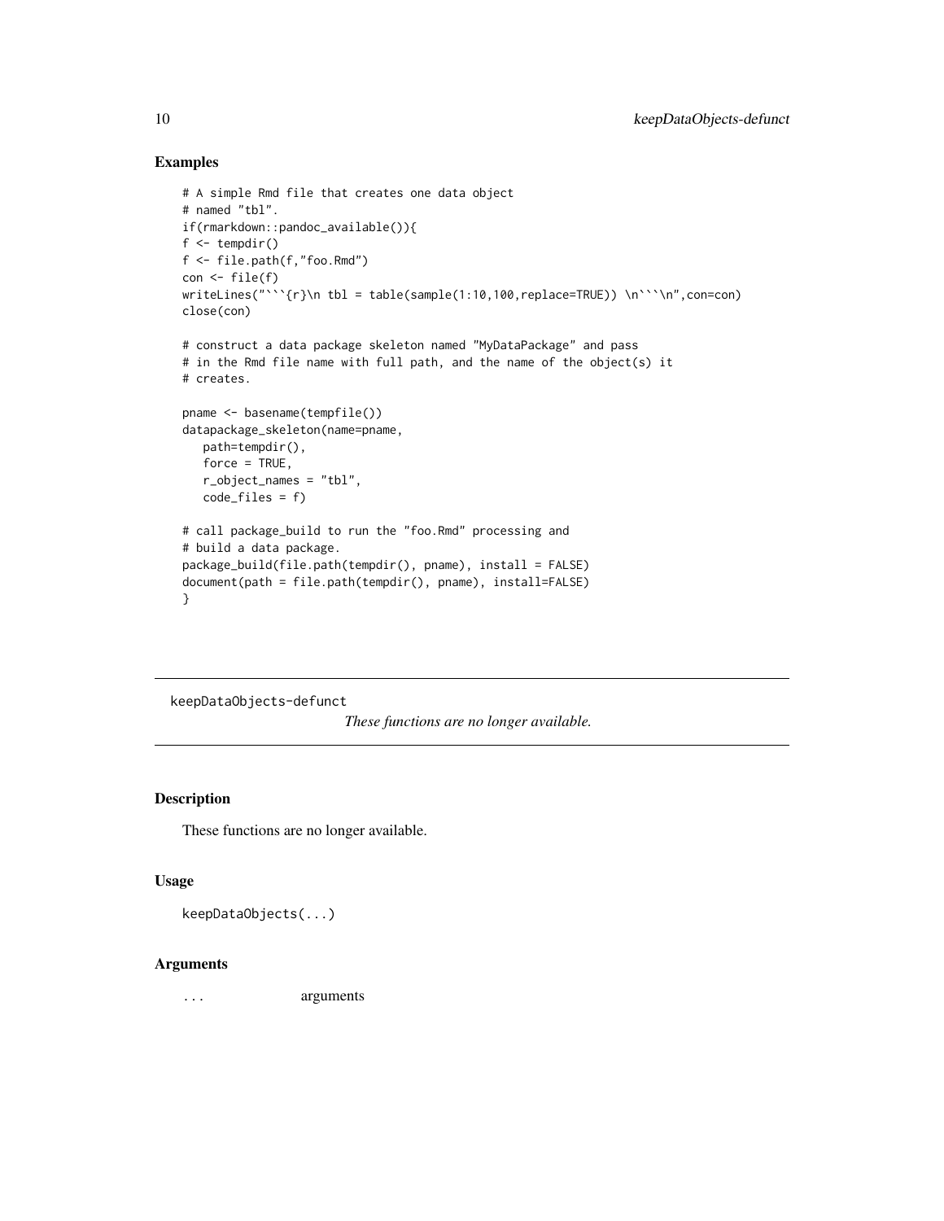## Examples

```
# A simple Rmd file that creates one data object
# named "tbl".
if(rmarkdown::pandoc_available()){
f <- tempdir()
f <- file.path(f,"foo.Rmd")
con <- file(f)
writeLines("```{r}\n tbl = table(sample(1:10,100,replace=TRUE)) \n```\n",con=con)
close(con)

# construct a data package skeleton named "MyDataPackage" and pass
# in the Rmd file name with full path, and the name of the object(s) it
# creates.

pname <- basename(tempfile())
datapackage_skeleton(name=pname,
   path=tempdir(),
   force = TRUE,
   r_object_names = "tbl",
   code_files = f)

# call package_build to run the "foo.Rmd" processing and
# build a data package.
package_build(file.path(tempdir(), pname), install = FALSE)
document(path = file.path(tempdir(), pname), install=FALSE)
}
```

---

# keepDataObjects-defunct

*These functions are no longer available.*

---

## Description

These functions are no longer available.

## Usage

```
keepDataObjects(...)
```

## Arguments

| | |
|---|---|
| ... | arguments |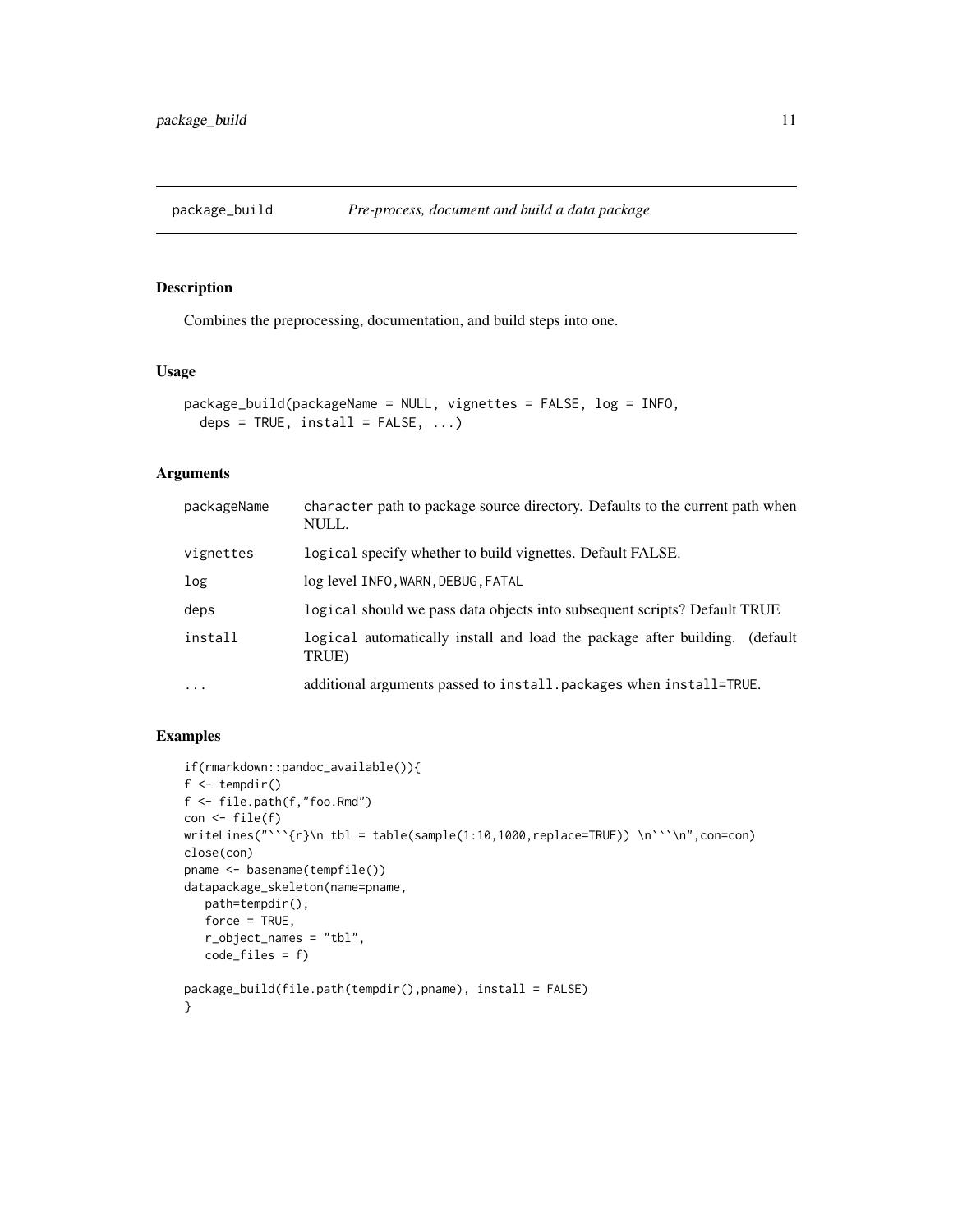## package_build — *Pre-process, document and build a data package*

### Description

Combines the preprocessing, documentation, and build steps into one.

### Usage

```
package_build(packageName = NULL, vignettes = FALSE, log = INFO,
  deps = TRUE, install = FALSE, ...)
```

### Arguments

| | |
|---|---|
| packageName | `character` path to package source directory. Defaults to the current path when NULL. |
| vignettes | `logical` specify whether to build vignettes. Default FALSE. |
| log | log level `INFO,WARN,DEBUG,FATAL` |
| deps | `logical` should we pass data objects into subsequent scripts? Default TRUE |
| install | `logical` automatically install and load the package after building. (default TRUE) |
| ... | additional arguments passed to `install.packages` when `install=TRUE`. |

### Examples

```
if(rmarkdown::pandoc_available()){
f <- tempdir()
f <- file.path(f,"foo.Rmd")
con <- file(f)
writeLines("```{r}\n tbl = table(sample(1:10,1000,replace=TRUE)) \n```\n",con=con)
close(con)
pname <- basename(tempfile())
datapackage_skeleton(name=pname,
   path=tempdir(),
   force = TRUE,
   r_object_names = "tbl",
   code_files = f)

package_build(file.path(tempdir(),pname), install = FALSE)
}
```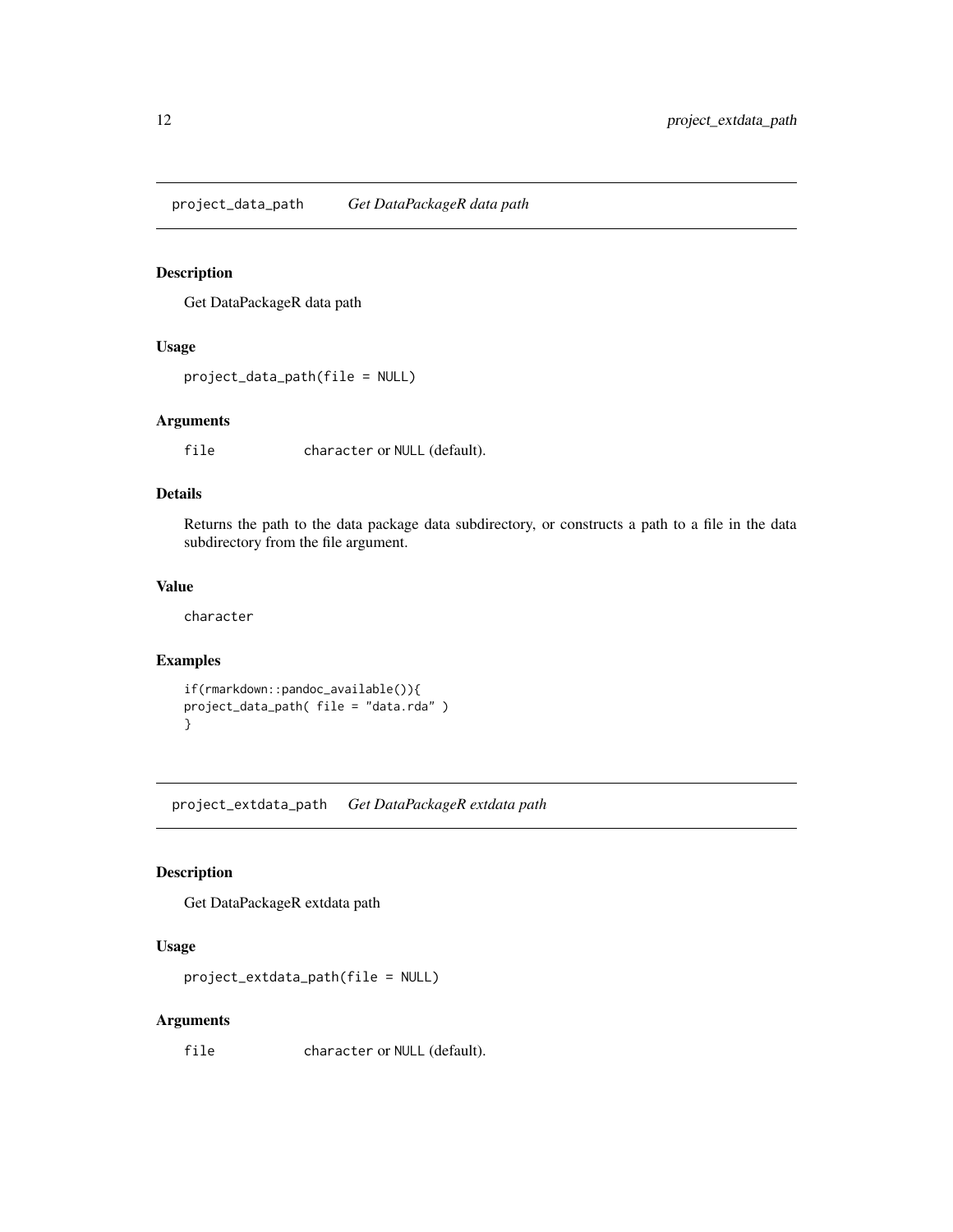## project_data_path *Get DataPackageR data path*

### Description

Get DataPackageR data path

### Usage

```
project_data_path(file = NULL)
```

### Arguments

| | |
|---|---|
| file | `character` or `NULL` (default). |

### Details

Returns the path to the data package data subdirectory, or constructs a path to a file in the data subdirectory from the file argument.

### Value

character

### Examples

```
if(rmarkdown::pandoc_available()){
project_data_path( file = "data.rda" )
}
```

## project_extdata_path *Get DataPackageR extdata path*

### Description

Get DataPackageR extdata path

### Usage

```
project_extdata_path(file = NULL)
```

### Arguments

| | |
|---|---|
| file | `character` or `NULL` (default). |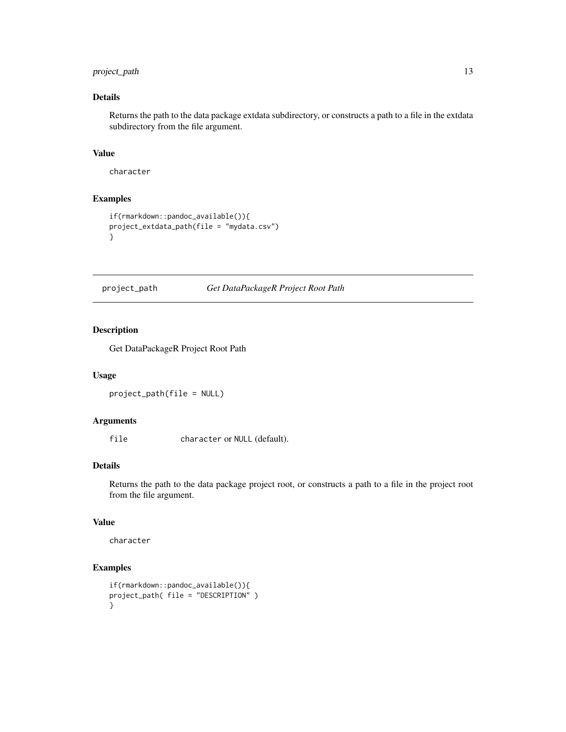### Details

Returns the path to the data package extdata subdirectory, or constructs a path to a file in the extdata subdirectory from the file argument.

### Value

character

### Examples

```
if(rmarkdown::pandoc_available()){
project_extdata_path(file = "mydata.csv")
}
```

---

## project_path *Get DataPackageR Project Root Path*

---

### Description

Get DataPackageR Project Root Path

### Usage

```
project_path(file = NULL)
```

### Arguments

| | |
|---|---|
| file | character or NULL (default). |

### Details

Returns the path to the data package project root, or constructs a path to a file in the project root from the file argument.

### Value

character

### Examples

```
if(rmarkdown::pandoc_available()){
project_path( file = "DESCRIPTION" )
}
```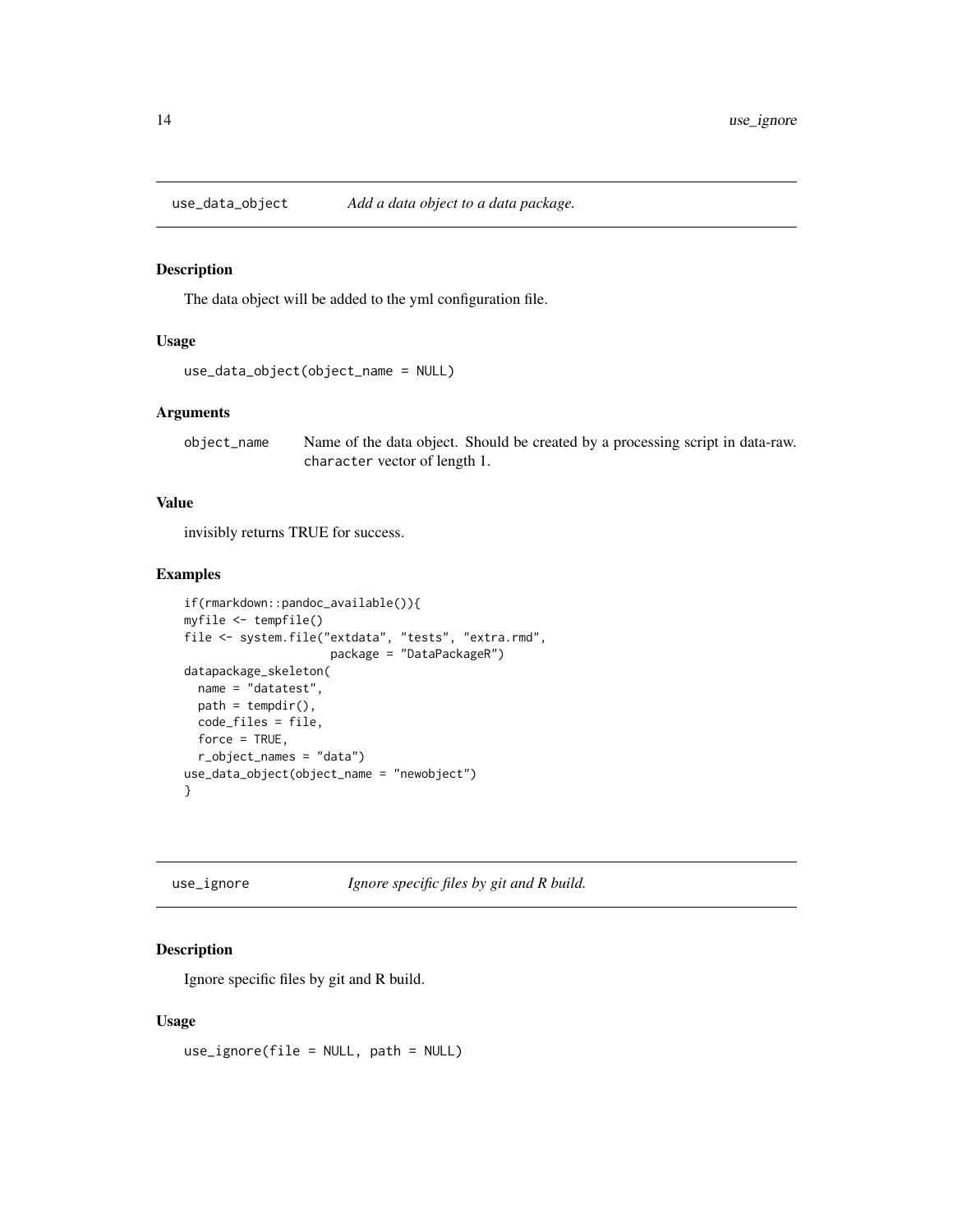## use_data_object — *Add a data object to a data package.*

### Description

The data object will be added to the yml configuration file.

### Usage

```
use_data_object(object_name = NULL)
```

### Arguments

| | |
|---|---|
| object_name | Name of the data object. Should be created by a processing script in data-raw. character vector of length 1. |

### Value

invisibly returns TRUE for success.

### Examples

```
if(rmarkdown::pandoc_available()){
myfile <- tempfile()
file <- system.file("extdata", "tests", "extra.rmd",
                    package = "DataPackageR")
datapackage_skeleton(
  name = "datatest",
  path = tempdir(),
  code_files = file,
  force = TRUE,
  r_object_names = "data")
use_data_object(object_name = "newobject")
}
```

## use_ignore — *Ignore specific files by git and R build.*

### Description

Ignore specific files by git and R build.

### Usage

```
use_ignore(file = NULL, path = NULL)
```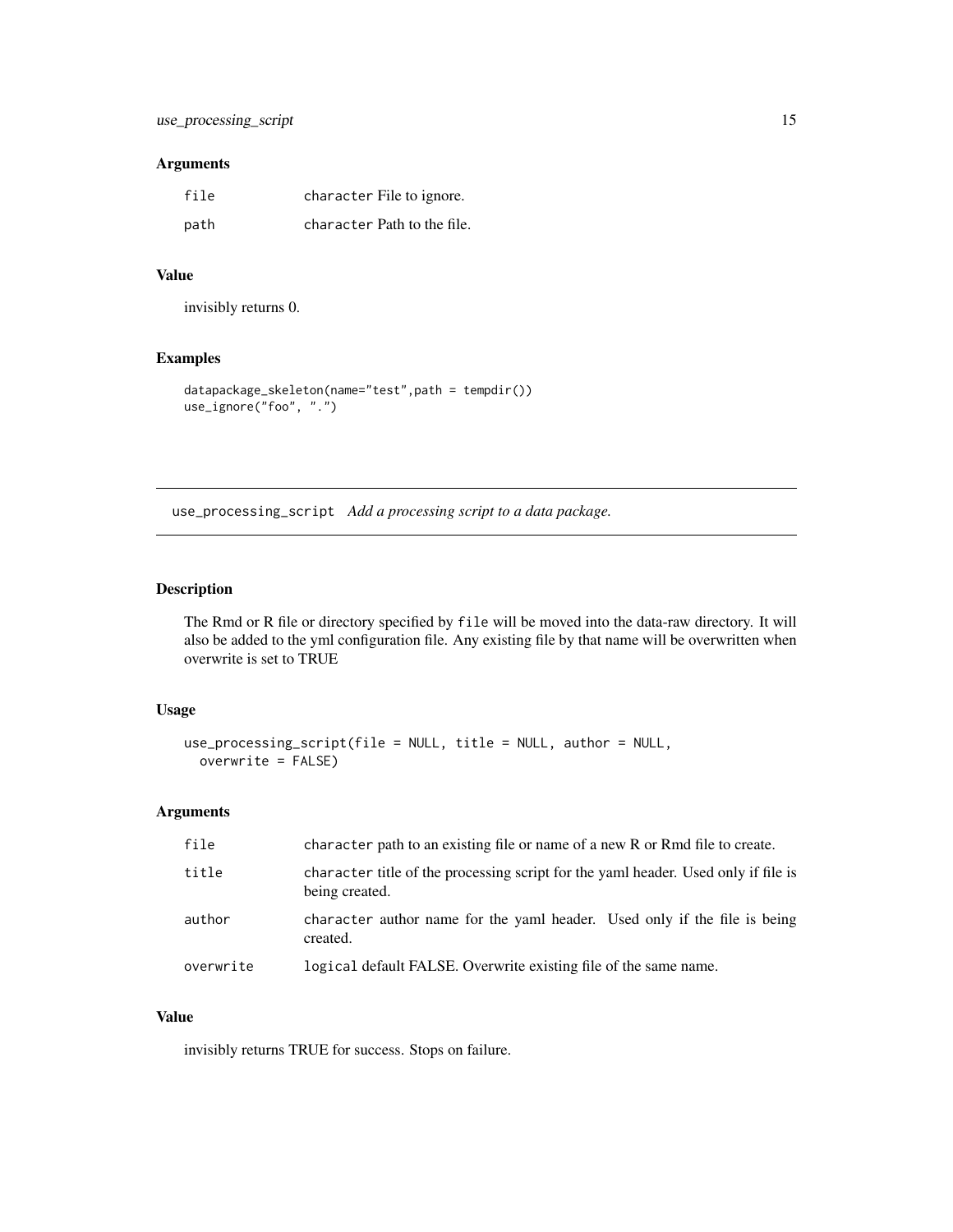### Arguments

| | |
|---|---|
| file | `character` File to ignore. |
| path | `character` Path to the file. |

### Value

invisibly returns 0.

### Examples

```
datapackage_skeleton(name="test",path = tempdir())
use_ignore("foo", ".")
```

---

## use_processing_script *Add a processing script to a data package.*

---

### Description

The Rmd or R file or directory specified by `file` will be moved into the data-raw directory. It will also be added to the yml configuration file. Any existing file by that name will be overwritten when overwrite is set to TRUE

### Usage

```
use_processing_script(file = NULL, title = NULL, author = NULL,
  overwrite = FALSE)
```

### Arguments

| | |
|---|---|
| file | `character` path to an existing file or name of a new R or Rmd file to create. |
| title | `character` title of the processing script for the yaml header. Used only if file is being created. |
| author | `character` author name for the yaml header. Used only if the file is being created. |
| overwrite | `logical` default FALSE. Overwrite existing file of the same name. |

### Value

invisibly returns TRUE for success. Stops on failure.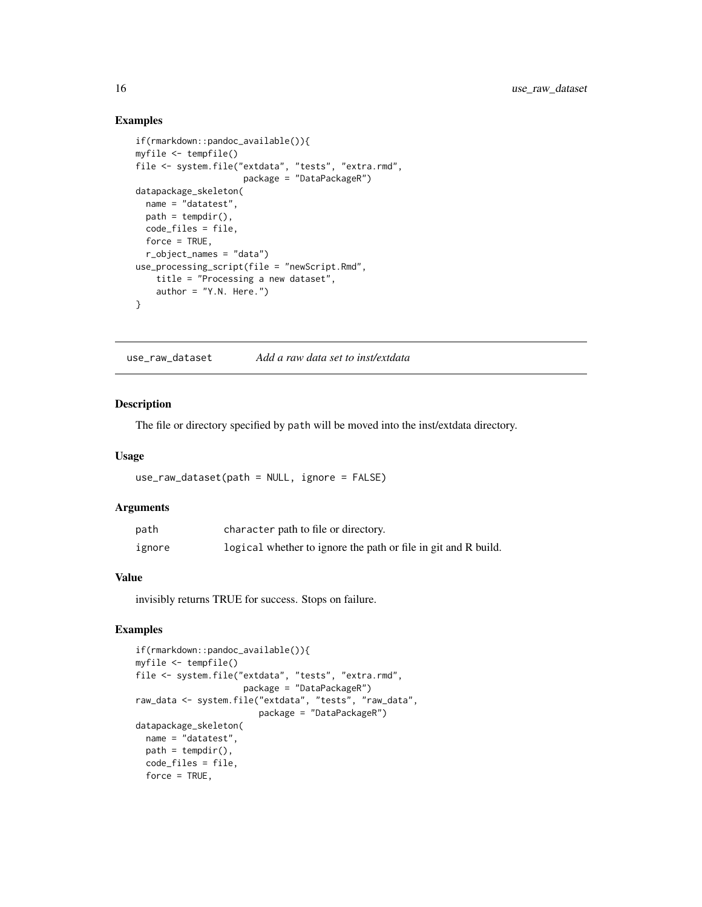## Examples

```
if(rmarkdown::pandoc_available()){
myfile <- tempfile()
file <- system.file("extdata", "tests", "extra.rmd",
                    package = "DataPackageR")
datapackage_skeleton(
  name = "datatest",
  path = tempdir(),
  code_files = file,
  force = TRUE,
  r_object_names = "data")
use_processing_script(file = "newScript.Rmd",
    title = "Processing a new dataset",
    author = "Y.N. Here.")
}
```

---

# use_raw_dataset *Add a raw data set to inst/extdata*

## Description

The file or directory specified by `path` will be moved into the inst/extdata directory.

## Usage

```
use_raw_dataset(path = NULL, ignore = FALSE)
```

## Arguments

| | |
|---|---|
| path | `character` path to file or directory. |
| ignore | `logical` whether to ignore the path or file in git and R build. |

## Value

invisibly returns TRUE for success. Stops on failure.

## Examples

```
if(rmarkdown::pandoc_available()){
myfile <- tempfile()
file <- system.file("extdata", "tests", "extra.rmd",
                    package = "DataPackageR")
raw_data <- system.file("extdata", "tests", "raw_data",
                       package = "DataPackageR")
datapackage_skeleton(
  name = "datatest",
  path = tempdir(),
  code_files = file,
  force = TRUE,
```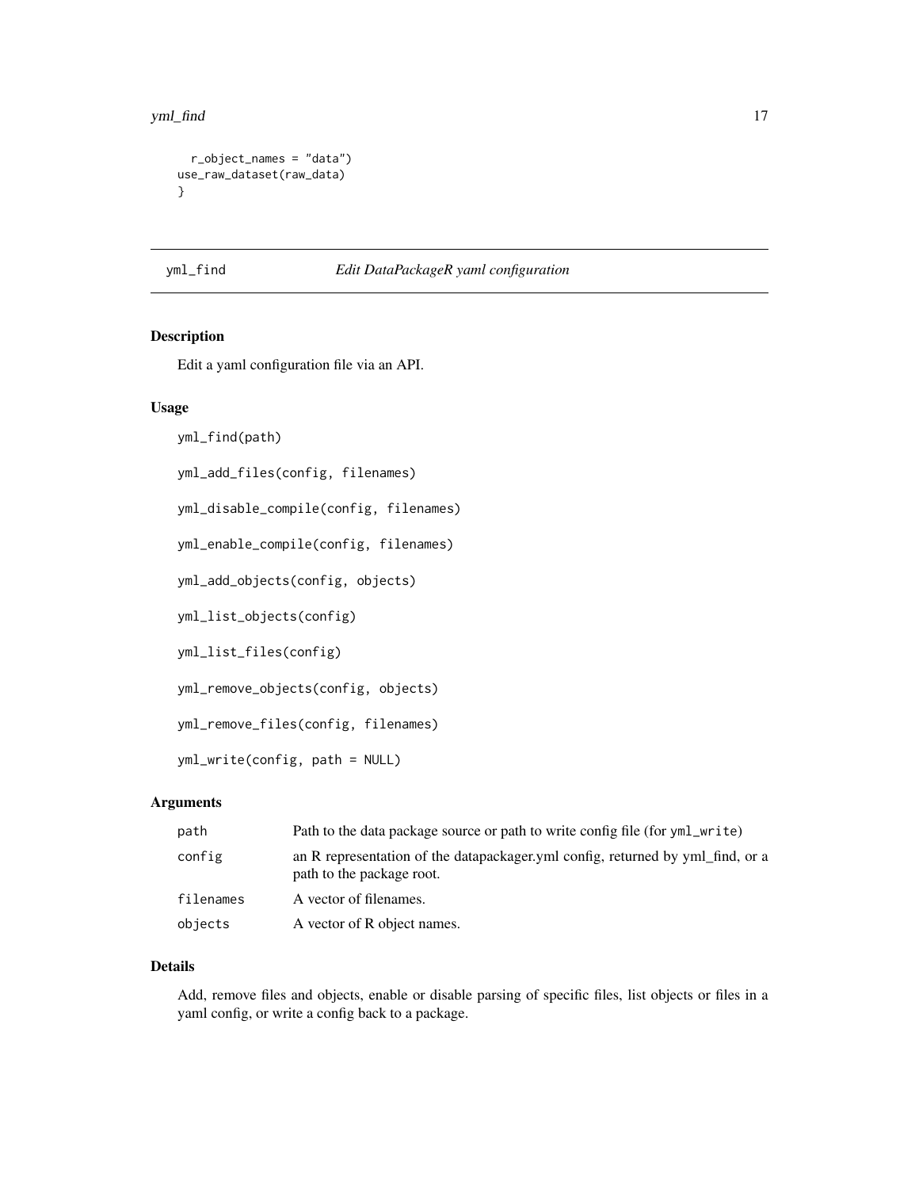```
  r_object_names = "data")
use_raw_dataset(raw_data)
}
```

---

## yml_find — *Edit DataPackageR yaml configuration*

### Description

Edit a yaml configuration file via an API.

### Usage

```
yml_find(path)

yml_add_files(config, filenames)

yml_disable_compile(config, filenames)

yml_enable_compile(config, filenames)

yml_add_objects(config, objects)

yml_list_objects(config)

yml_list_files(config)

yml_remove_objects(config, objects)

yml_remove_files(config, filenames)

yml_write(config, path = NULL)
```

### Arguments

| | |
|---|---|
| `path` | Path to the data package source or path to write config file (for `yml_write`) |
| `config` | an R representation of the datapackager.yml config, returned by yml_find, or a path to the package root. |
| `filenames` | A vector of filenames. |
| `objects` | A vector of R object names. |

### Details

Add, remove files and objects, enable or disable parsing of specific files, list objects or files in a yaml config, or write a config back to a package.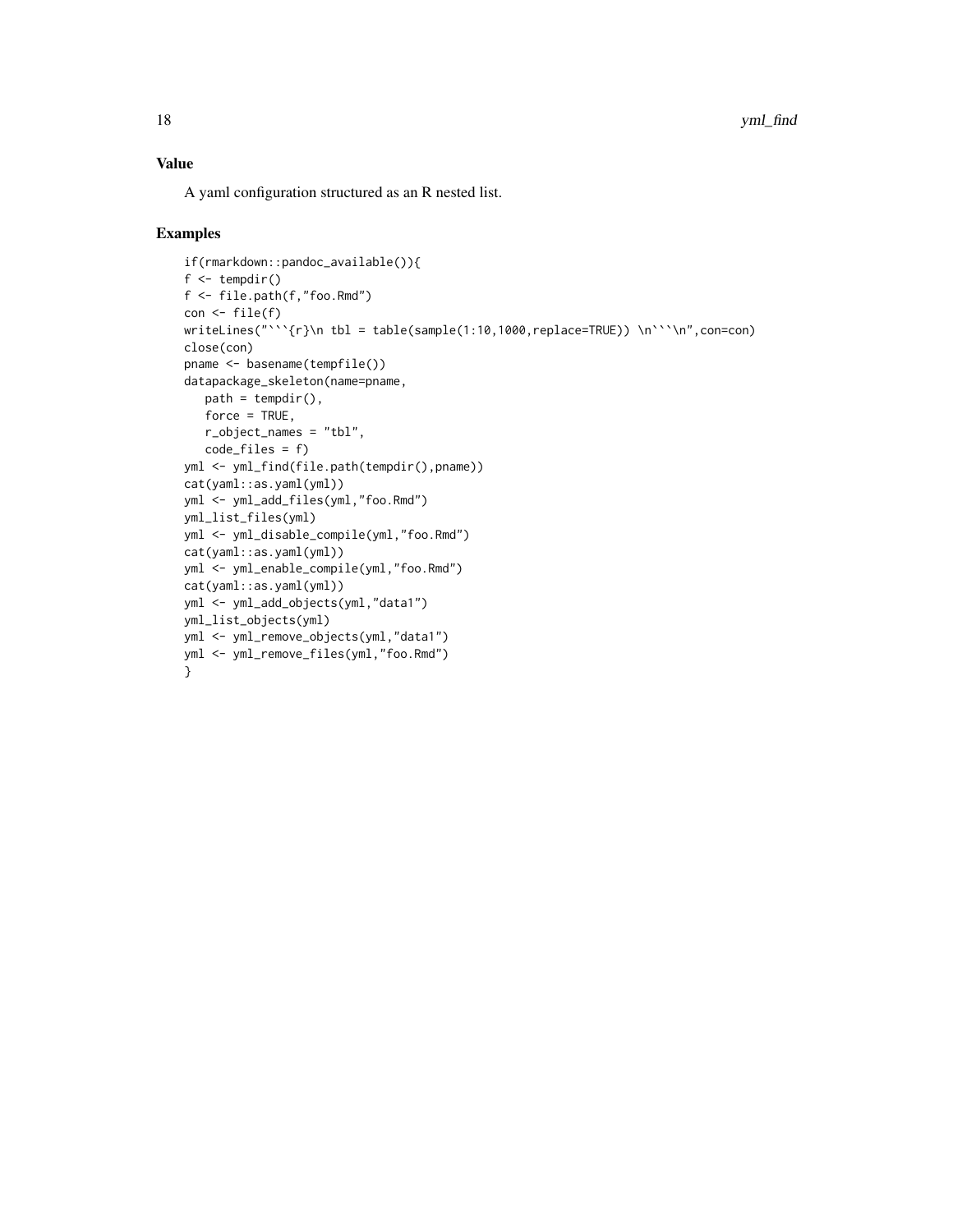## Value

A yaml configuration structured as an R nested list.

## Examples

```
if(rmarkdown::pandoc_available()){
f <- tempdir()
f <- file.path(f,"foo.Rmd")
con <- file(f)
writeLines("```{r}\n tbl = table(sample(1:10,1000,replace=TRUE)) \n```\n",con=con)
close(con)
pname <- basename(tempfile())
datapackage_skeleton(name=pname,
   path = tempdir(),
   force = TRUE,
   r_object_names = "tbl",
   code_files = f)
yml <- yml_find(file.path(tempdir(),pname))
cat(yaml::as.yaml(yml))
yml <- yml_add_files(yml,"foo.Rmd")
yml_list_files(yml)
yml <- yml_disable_compile(yml,"foo.Rmd")
cat(yaml::as.yaml(yml))
yml <- yml_enable_compile(yml,"foo.Rmd")
cat(yaml::as.yaml(yml))
yml <- yml_add_objects(yml,"data1")
yml_list_objects(yml)
yml <- yml_remove_objects(yml,"data1")
yml <- yml_remove_files(yml,"foo.Rmd")
}
```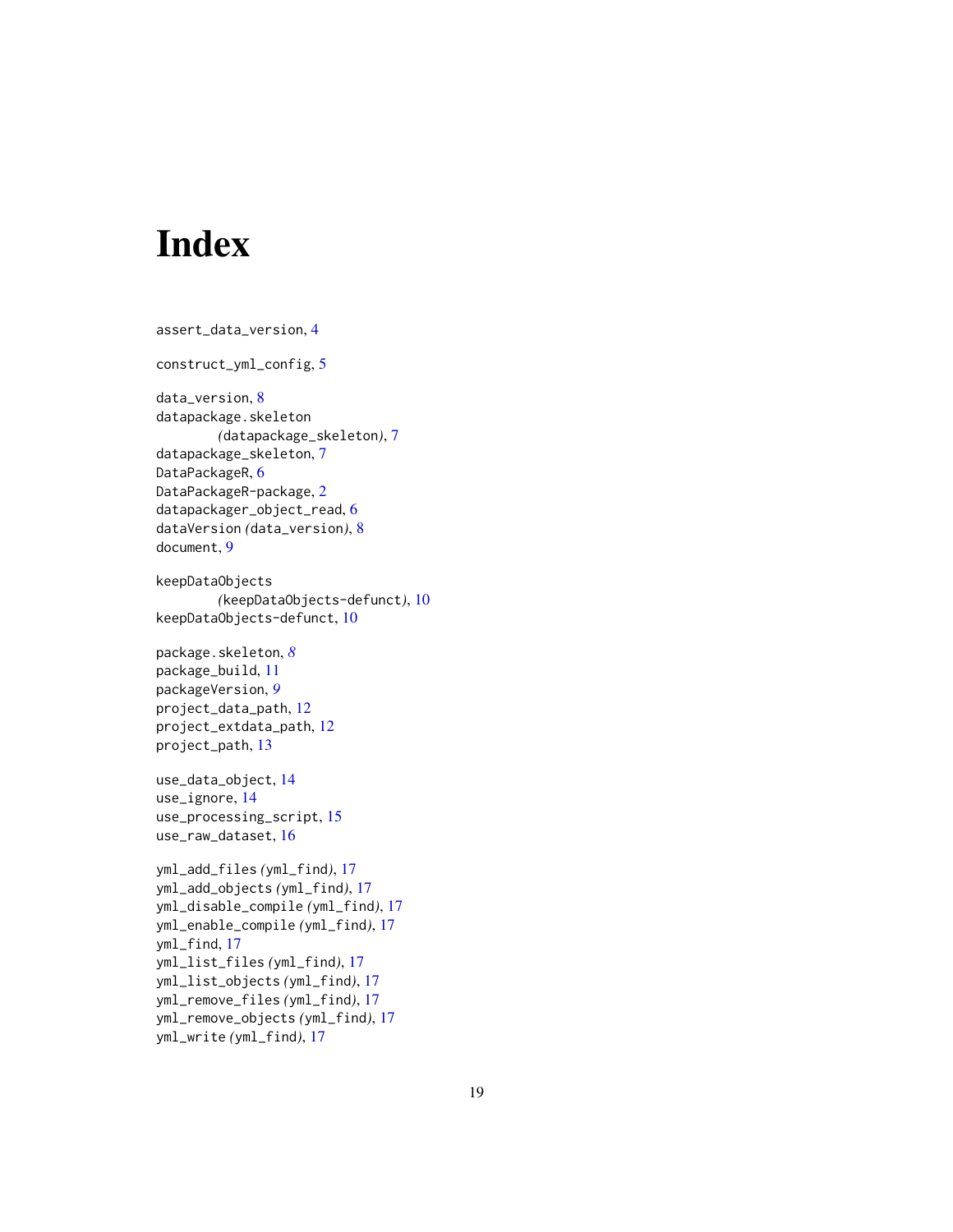# Index

assert_data_version, 4

construct_yml_config, 5

data_version, 8
datapackage.skeleton
    (datapackage_skeleton), 7
datapackage_skeleton, 7
DataPackageR, 6
DataPackageR-package, 2
datapackager_object_read, 6
dataVersion (data_version), 8
document, 9

keepDataObjects
    (keepDataObjects-defunct), 10
keepDataObjects-defunct, 10

package.skeleton, *8*
package_build, 11
packageVersion, *9*
project_data_path, 12
project_extdata_path, 12
project_path, 13

use_data_object, 14
use_ignore, 14
use_processing_script, 15
use_raw_dataset, 16

yml_add_files (yml_find), 17
yml_add_objects (yml_find), 17
yml_disable_compile (yml_find), 17
yml_enable_compile (yml_find), 17
yml_find, 17
yml_list_files (yml_find), 17
yml_list_objects (yml_find), 17
yml_remove_files (yml_find), 17
yml_remove_objects (yml_find), 17
yml_write (yml_find), 17